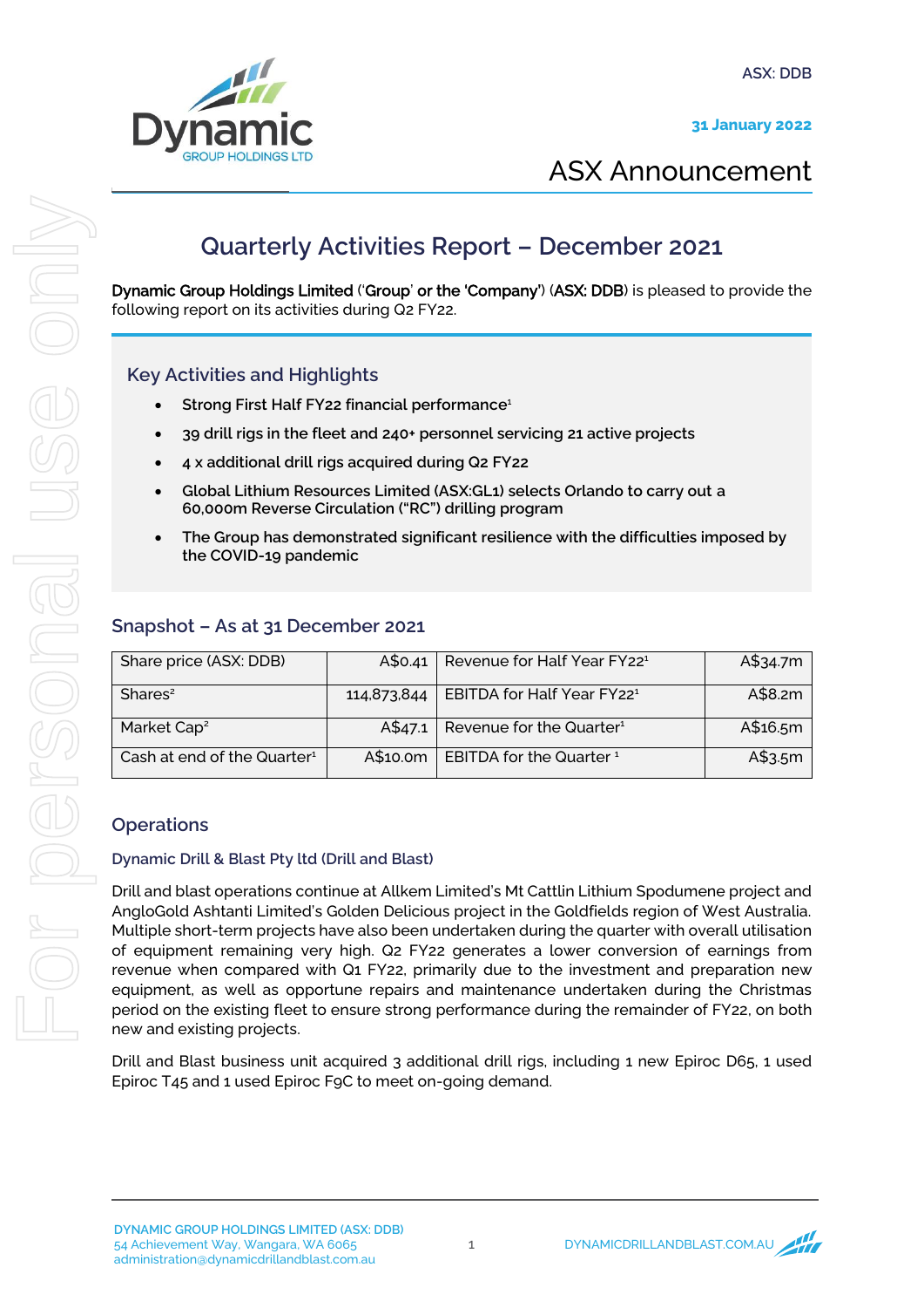ASX: DDB

31 January 2022

ASX Announcement

# Quarterly Activities Report – December 2021

**Dynamic Group Holdings Limited** ('**Group**' or the '**Company**') (**ASX: DDB**) is pleased to provide the following report on its activities during Q2 FY22.

## Key Activities and Highlights

- **Strong First Half FY22 financial performance**[1]
- **39 drill rigs in the fleet and 240+ personnel servicing 21 active projects**
- **4 x additional drill rigs acquired during Q2 FY22**
- **Global Lithium Resources Limited (ASX:GL1) selects Orlando to carry out a 60,000m Reverse Circulation ("RC") drilling program**
- **The Group has demonstrated significant resilience with the difficulties imposed by the COVID-19 pandemic**

## Snapshot – As at 31 December 2021

| Share price (ASX: DDB) | A$0.41 | Revenue for Half Year FY22[1] | A$34.7m |
|---|---|---|---|
| Shares[2] | 114,873,844 | EBITDA for Half Year FY22[1] | A$8.2m |
| Market Cap[2] | A$47.1 | Revenue for the Quarter[1] | A$16.5m |
| Cash at end of the Quarter[1] | A$10.0m | EBITDA for the Quarter [1] | A$3.5m |

## Operations

### Dynamic Drill & Blast Pty ltd (Drill and Blast)

Drill and blast operations continue at Allkem Limited's Mt Cattlin Lithium Spodumene project and AngloGold Ashtanti Limited's Golden Delicious project in the Goldfields region of West Australia. Multiple short-term projects have also been undertaken during the quarter with overall utilisation of equipment remaining very high. Q2 FY22 generates a lower conversion of earnings from revenue when compared with Q1 FY22, primarily due to the investment and preparation new equipment, as well as opportune repairs and maintenance undertaken during the Christmas period on the existing fleet to ensure strong performance during the remainder of FY22, on both new and existing projects.

Drill and Blast business unit acquired 3 additional drill rigs, including 1 new Epiroc D65, 1 used Epiroc T45 and 1 used Epiroc F9C to meet on-going demand.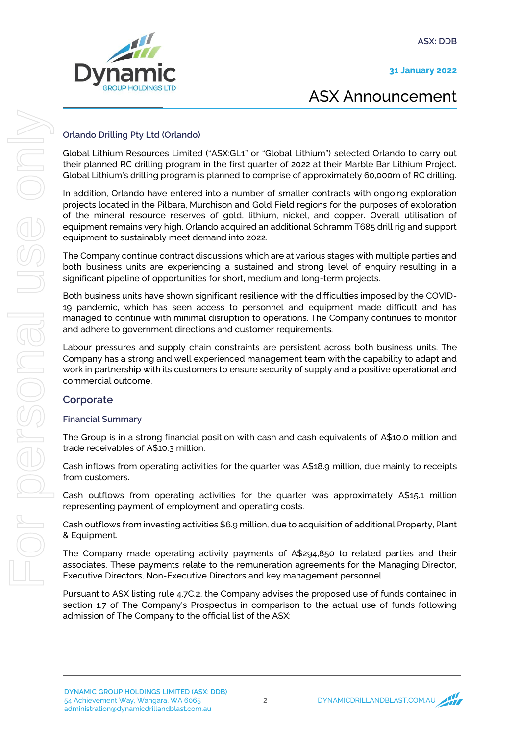### Orlando Drilling Pty Ltd (Orlando)

Global Lithium Resources Limited ("ASX:GL1" or "Global Lithium") selected Orlando to carry out their planned RC drilling program in the first quarter of 2022 at their Marble Bar Lithium Project. Global Lithium's drilling program is planned to comprise of approximately 60,000m of RC drilling.

In addition, Orlando have entered into a number of smaller contracts with ongoing exploration projects located in the Pilbara, Murchison and Gold Field regions for the purposes of exploration of the mineral resource reserves of gold, lithium, nickel, and copper. Overall utilisation of equipment remains very high. Orlando acquired an additional Schramm T685 drill rig and support equipment to sustainably meet demand into 2022.

The Company continue contract discussions which are at various stages with multiple parties and both business units are experiencing a sustained and strong level of enquiry resulting in a significant pipeline of opportunities for short, medium and long-term projects.

Both business units have shown significant resilience with the difficulties imposed by the COVID-19 pandemic, which has seen access to personnel and equipment made difficult and has managed to continue with minimal disruption to operations. The Company continues to monitor and adhere to government directions and customer requirements.

Labour pressures and supply chain constraints are persistent across both business units. The Company has a strong and well experienced management team with the capability to adapt and work in partnership with its customers to ensure security of supply and a positive operational and commercial outcome.

## Corporate

### Financial Summary

The Group is in a strong financial position with cash and cash equivalents of A$10.0 million and trade receivables of A$10.3 million.

Cash inflows from operating activities for the quarter was A$18.9 million, due mainly to receipts from customers.

Cash outflows from operating activities for the quarter was approximately A$15.1 million representing payment of employment and operating costs.

Cash outflows from investing activities $6.9 million, due to acquisition of additional Property, Plant & Equipment.

The Company made operating activity payments of A$294,850 to related parties and their associates. These payments relate to the remuneration agreements for the Managing Director, Executive Directors, Non-Executive Directors and key management personnel.

Pursuant to ASX listing rule 4.7C.2, the Company advises the proposed use of funds contained in section 1.7 of The Company's Prospectus in comparison to the actual use of funds following admission of The Company to the official list of the ASX: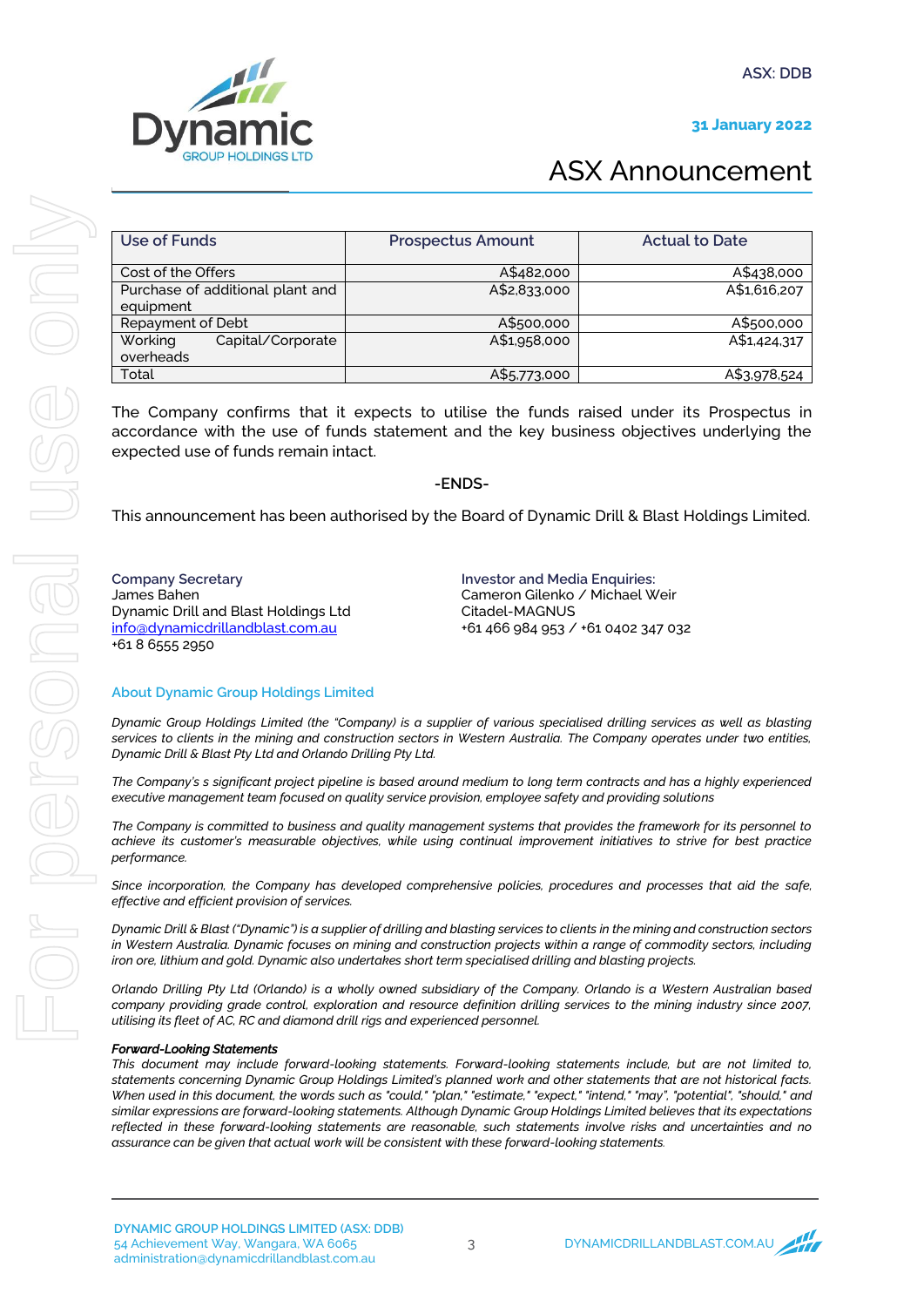| Use of Funds | Prospectus Amount | Actual to Date |
|---|---|---|
| Cost of the Offers | A$482,000 | A$438,000 |
| Purchase of additional plant and equipment | A$2,833,000 | A$1,616,207 |
| Repayment of Debt | A$500,000 | A$500,000 |
| Working Capital/Corporate overheads | A$1,958,000 | A$1,424,317 |
| Total | A$5,773,000 | A$3,978,524 |

The Company confirms that it expects to utilise the funds raised under its Prospectus in accordance with the use of funds statement and the key business objectives underlying the expected use of funds remain intact.

-ENDS-

This announcement has been authorised by the Board of Dynamic Drill & Blast Holdings Limited.

**Company Secretary**
James Bahen
Dynamic Drill and Blast Holdings Ltd
info@dynamicdrillandblast.com.au
+61 8 6555 2950

**Investor and Media Enquiries:**
Cameron Gilenko / Michael Weir
Citadel-MAGNUS
+61 466 984 953 / +61 0402 347 032

## About Dynamic Group Holdings Limited

*Dynamic Group Holdings Limited (the "Company) is a supplier of various specialised drilling services as well as blasting services to clients in the mining and construction sectors in Western Australia. The Company operates under two entities, Dynamic Drill & Blast Pty Ltd and Orlando Drilling Pty Ltd.*

*The Company's s significant project pipeline is based around medium to long term contracts and has a highly experienced executive management team focused on quality service provision, employee safety and providing solutions*

*The Company is committed to business and quality management systems that provides the framework for its personnel to achieve its customer's measurable objectives, while using continual improvement initiatives to strive for best practice performance.*

*Since incorporation, the Company has developed comprehensive policies, procedures and processes that aid the safe, effective and efficient provision of services.*

*Dynamic Drill & Blast ("Dynamic") is a supplier of drilling and blasting services to clients in the mining and construction sectors in Western Australia. Dynamic focuses on mining and construction projects within a range of commodity sectors, including iron ore, lithium and gold. Dynamic also undertakes short term specialised drilling and blasting projects.*

*Orlando Drilling Pty Ltd (Orlando) is a wholly owned subsidiary of the Company. Orlando is a Western Australian based company providing grade control, exploration and resource definition drilling services to the mining industry since 2007, utilising its fleet of AC, RC and diamond drill rigs and experienced personnel.*

***Forward-Looking Statements***
*This document may include forward-looking statements. Forward-looking statements include, but are not limited to, statements concerning Dynamic Group Holdings Limited's planned work and other statements that are not historical facts. When used in this document, the words such as "could," "plan," "estimate," "expect," "intend," "may", "potential", "should," and similar expressions are forward-looking statements. Although Dynamic Group Holdings Limited believes that its expectations reflected in these forward-looking statements are reasonable, such statements involve risks and uncertainties and no assurance can be given that actual work will be consistent with these forward-looking statements.*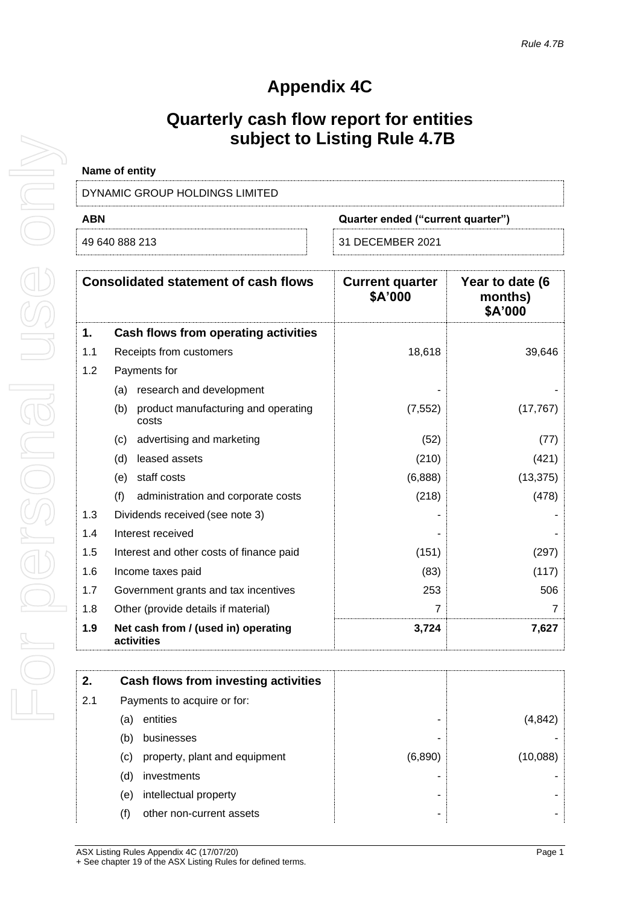*Rule 4.7B*

# Appendix 4C

## Quarterly cash flow report for entities subject to Listing Rule 4.7B

**Name of entity**

DYNAMIC GROUP HOLDINGS LIMITED

| **ABN** | **Quarter ended ("current quarter")** |
|---|---|
| 49 640 888 213 | 31 DECEMBER 2021 |

| | **Consolidated statement of cash flows** | **Current quarter $A'000** | **Year to date (6 months) $A'000** |
|---|---|---|---|
| **1.** | **Cash flows from operating activities** | | |
| 1.1 | Receipts from customers | 18,618 | 39,646 |
| 1.2 | Payments for | | |
| | (a) research and development | - | - |
| | (b) product manufacturing and operating costs | (7,552) | (17,767) |
| | (c) advertising and marketing | (52) | (77) |
| | (d) leased assets | (210) | (421) |
| | (e) staff costs | (6,888) | (13,375) |
| | (f) administration and corporate costs | (218) | (478) |
| 1.3 | Dividends received (see note 3) | - | - |
| 1.4 | Interest received | - | - |
| 1.5 | Interest and other costs of finance paid | (151) | (297) |
| 1.6 | Income taxes paid | (83) | (117) |
| 1.7 | Government grants and tax incentives | 253 | 506 |
| 1.8 | Other (provide details if material) | 7 | 7 |
| **1.9** | **Net cash from / (used in) operating activities** | **3,724** | **7,627** |

| | | | |
|---|---|---|---|
| **2.** | **Cash flows from investing activities** | | |
| 2.1 | Payments to acquire or for: | | |
| | (a) entities | - | (4,842) |
| | (b) businesses | - | - |
| | (c) property, plant and equipment | (6,890) | (10,088) |
| | (d) investments | - | - |
| | (e) intellectual property | - | - |
| | (f) other non-current assets | - | - |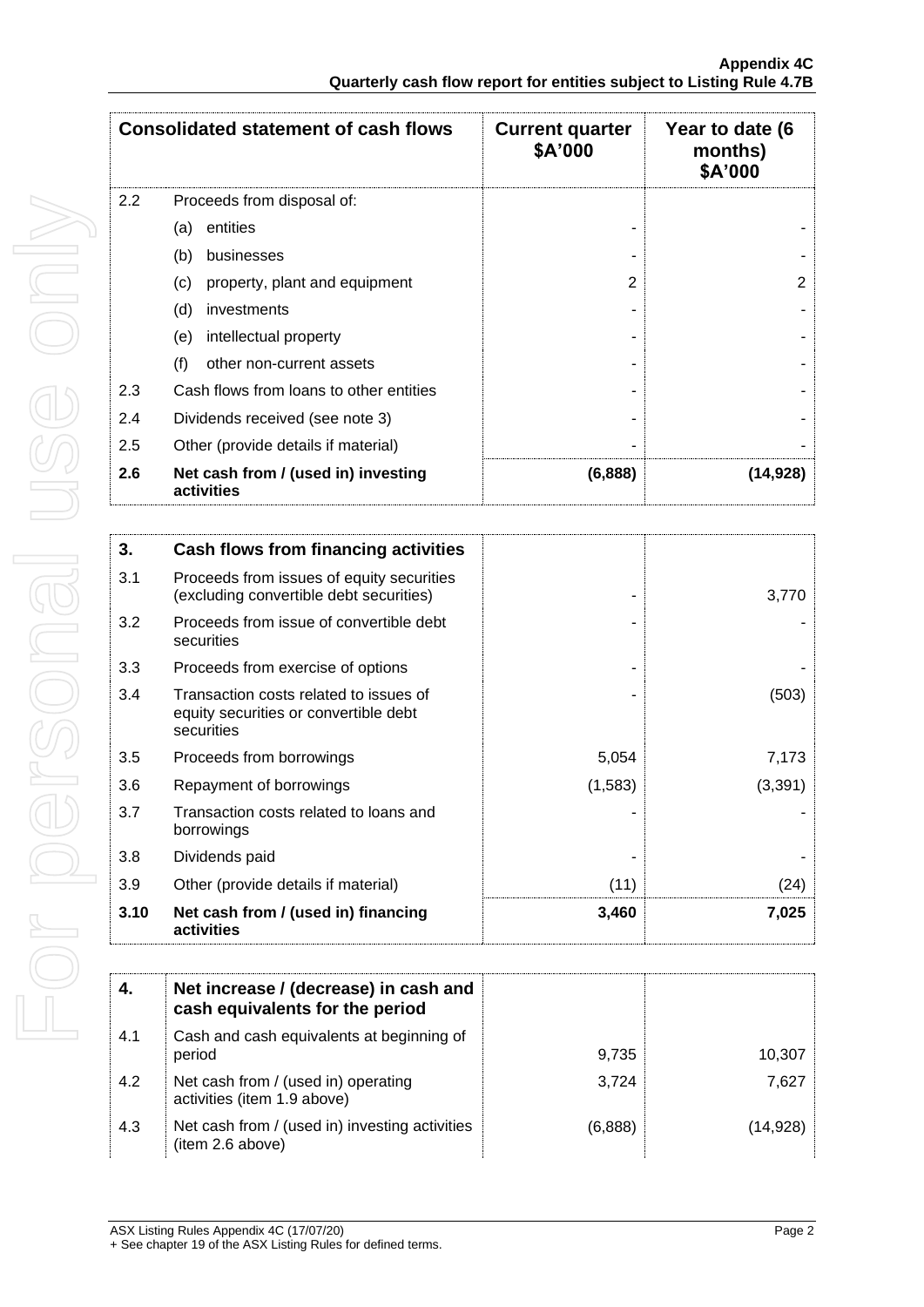| Consolidated statement of cash flows | | Current quarter $A'000 | Year to date (6 months) $A'000 |
|---|---|---|---|
| 2.2 | Proceeds from disposal of: | | |
| | (a) entities | - | - |
| | (b) businesses | - | - |
| | (c) property, plant and equipment | 2 | 2 |
| | (d) investments | - | - |
| | (e) intellectual property | - | - |
| | (f) other non-current assets | - | - |
| 2.3 | Cash flows from loans to other entities | - | - |
| 2.4 | Dividends received (see note 3) | - | - |
| 2.5 | Other (provide details if material) | - | - |
| **2.6** | **Net cash from / (used in) investing activities** | **(6,888)** | **(14,928)** |

| | | | |
|---|---|---|---|
| **3.** | **Cash flows from financing activities** | | |
| 3.1 | Proceeds from issues of equity securities (excluding convertible debt securities) | - | 3,770 |
| 3.2 | Proceeds from issue of convertible debt securities | - | - |
| 3.3 | Proceeds from exercise of options | - | - |
| 3.4 | Transaction costs related to issues of equity securities or convertible debt securities | - | (503) |
| 3.5 | Proceeds from borrowings | 5,054 | 7,173 |
| 3.6 | Repayment of borrowings | (1,583) | (3,391) |
| 3.7 | Transaction costs related to loans and borrowings | - | - |
| 3.8 | Dividends paid | - | - |
| 3.9 | Other (provide details if material) | (11) | (24) |
| **3.10** | **Net cash from / (used in) financing activities** | **3,460** | **7,025** |

| | | | |
|---|---|---|---|
| **4.** | **Net increase / (decrease) in cash and cash equivalents for the period** | | |
| 4.1 | Cash and cash equivalents at beginning of period | 9,735 | 10,307 |
| 4.2 | Net cash from / (used in) operating activities (item 1.9 above) | 3,724 | 7,627 |
| 4.3 | Net cash from / (used in) investing activities (item 2.6 above) | (6,888) | (14,928) |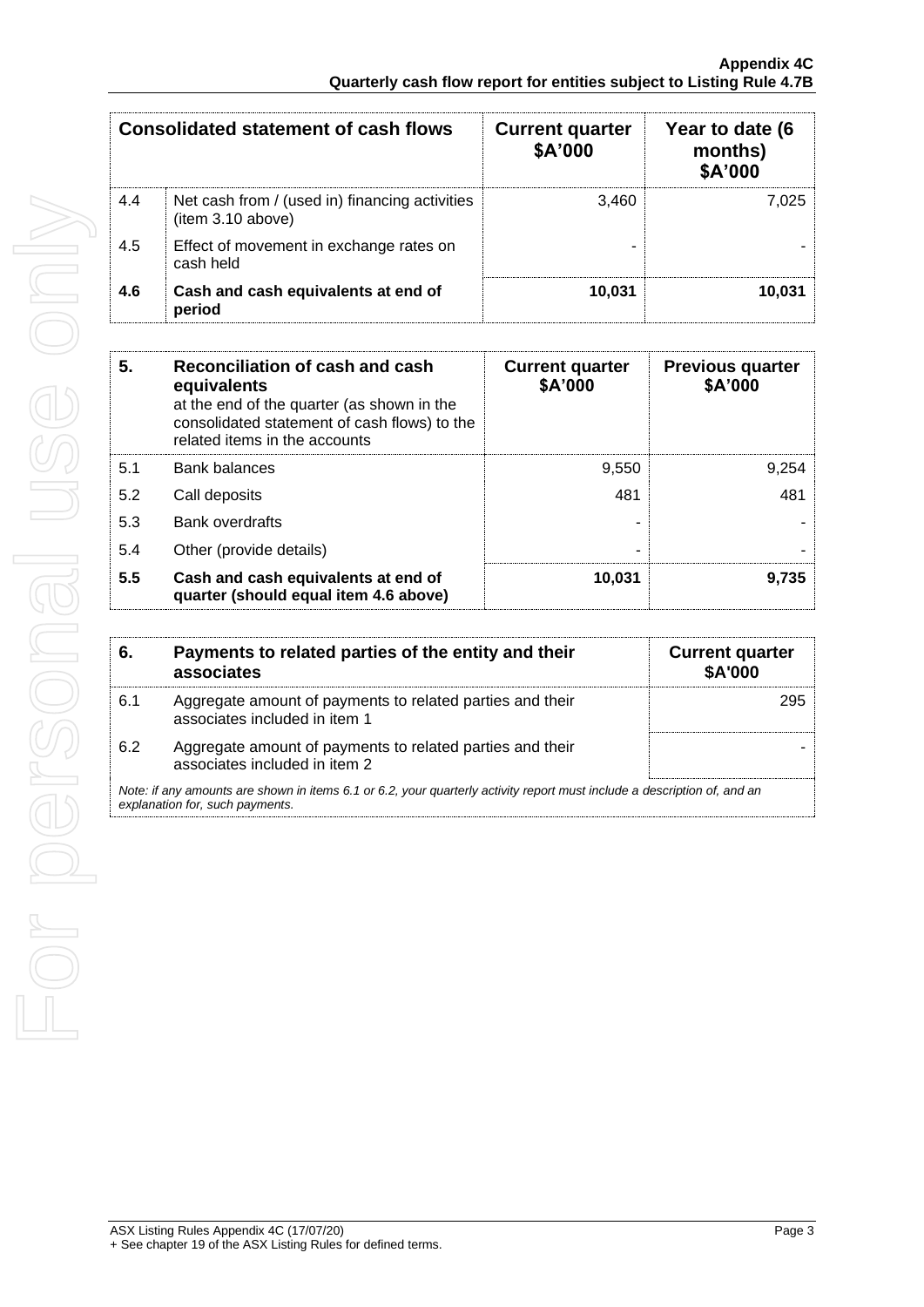| Consolidated statement of cash flows | | Current quarter $A'000 | Year to date (6 months) $A'000 |
|---|---|---|---|
| 4.4 | Net cash from / (used in) financing activities (item 3.10 above) | 3,460 | 7,025 |
| 4.5 | Effect of movement in exchange rates on cash held | - | - |
| **4.6** | **Cash and cash equivalents at end of period** | **10,031** | **10,031** |

| **5.** | **Reconciliation of cash and cash equivalents** at the end of the quarter (as shown in the consolidated statement of cash flows) to the related items in the accounts | **Current quarter $A'000** | **Previous quarter $A'000** |
|---|---|---|---|
| 5.1 | Bank balances | 9,550 | 9,254 |
| 5.2 | Call deposits | 481 | 481 |
| 5.3 | Bank overdrafts | - | - |
| 5.4 | Other (provide details) | - | - |
| **5.5** | **Cash and cash equivalents at end of quarter (should equal item 4.6 above)** | **10,031** | **9,735** |

| **6.** | **Payments to related parties of the entity and their associates** | **Current quarter $A'000** |
|---|---|---|
| 6.1 | Aggregate amount of payments to related parties and their associates included in item 1 | 295 |
| 6.2 | Aggregate amount of payments to related parties and their associates included in item 2 | - |

*Note: if any amounts are shown in items 6.1 or 6.2, your quarterly activity report must include a description of, and an explanation for, such payments.*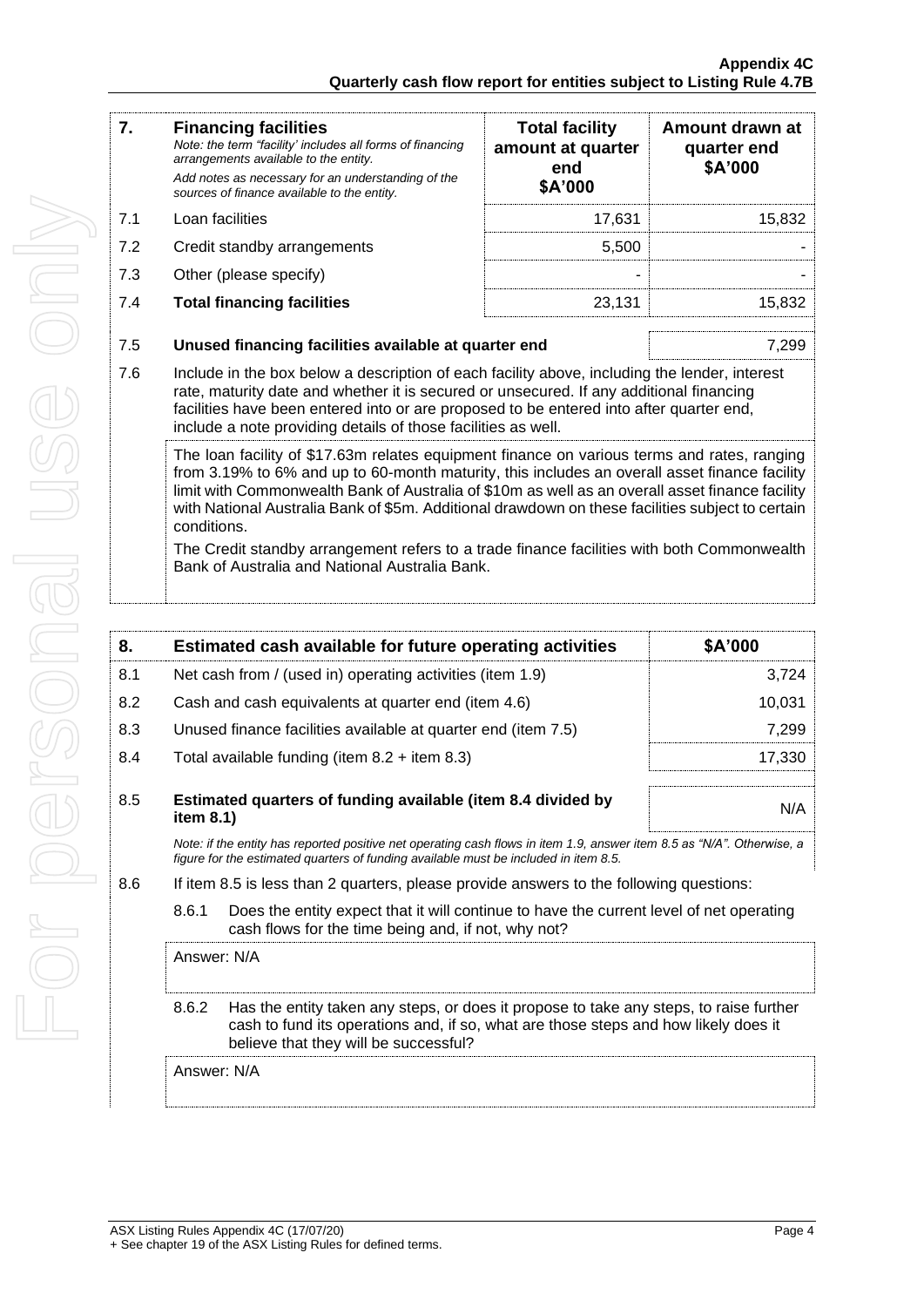| 7. | **Financing facilities**<br>*Note: the term "facility' includes all forms of financing arrangements available to the entity.*<br>*Add notes as necessary for an understanding of the sources of finance available to the entity.* | **Total facility amount at quarter end**<br>**\$A'000** | **Amount drawn at quarter end**<br>**\$A'000** |
|---|---|---|---|
| 7.1 | Loan facilities | 17,631 | 15,832 |
| 7.2 | Credit standby arrangements | 5,500 | - |
| 7.3 | Other (please specify) | - | - |
| 7.4 | **Total financing facilities** | 23,131 | 15,832 |

| | | |
|---|---|---|
| 7.5 | **Unused financing facilities available at quarter end** | 7,299 |

7.6 Include in the box below a description of each facility above, including the lender, interest rate, maturity date and whether it is secured or unsecured. If any additional financing facilities have been entered into or are proposed to be entered into after quarter end, include a note providing details of those facilities as well.

The loan facility of \$17.63m relates equipment finance on various terms and rates, ranging from 3.19% to 6% and up to 60-month maturity, this includes an overall asset finance facility limit with Commonwealth Bank of Australia of \$10m as well as an overall asset finance facility with National Australia Bank of \$5m. Additional drawdown on these facilities subject to certain conditions.

The Credit standby arrangement refers to a trade finance facilities with both Commonwealth Bank of Australia and National Australia Bank.

| 8. | **Estimated cash available for future operating activities** | **\$A'000** |
|---|---|---|
| 8.1 | Net cash from / (used in) operating activities (item 1.9) | 3,724 |
| 8.2 | Cash and cash equivalents at quarter end (item 4.6) | 10,031 |
| 8.3 | Unused finance facilities available at quarter end (item 7.5) | 7,299 |
| 8.4 | Total available funding (item 8.2 + item 8.3) | 17,330 |
| 8.5 | **Estimated quarters of funding available (item 8.4 divided by item 8.1)** | N/A |

*Note: if the entity has reported positive net operating cash flows in item 1.9, answer item 8.5 as "N/A". Otherwise, a figure for the estimated quarters of funding available must be included in item 8.5.*

8.6 If item 8.5 is less than 2 quarters, please provide answers to the following questions:

8.6.1 Does the entity expect that it will continue to have the current level of net operating cash flows for the time being and, if not, why not?

Answer: N/A

8.6.2 Has the entity taken any steps, or does it propose to take any steps, to raise further cash to fund its operations and, if so, what are those steps and how likely does it believe that they will be successful?

Answer: N/A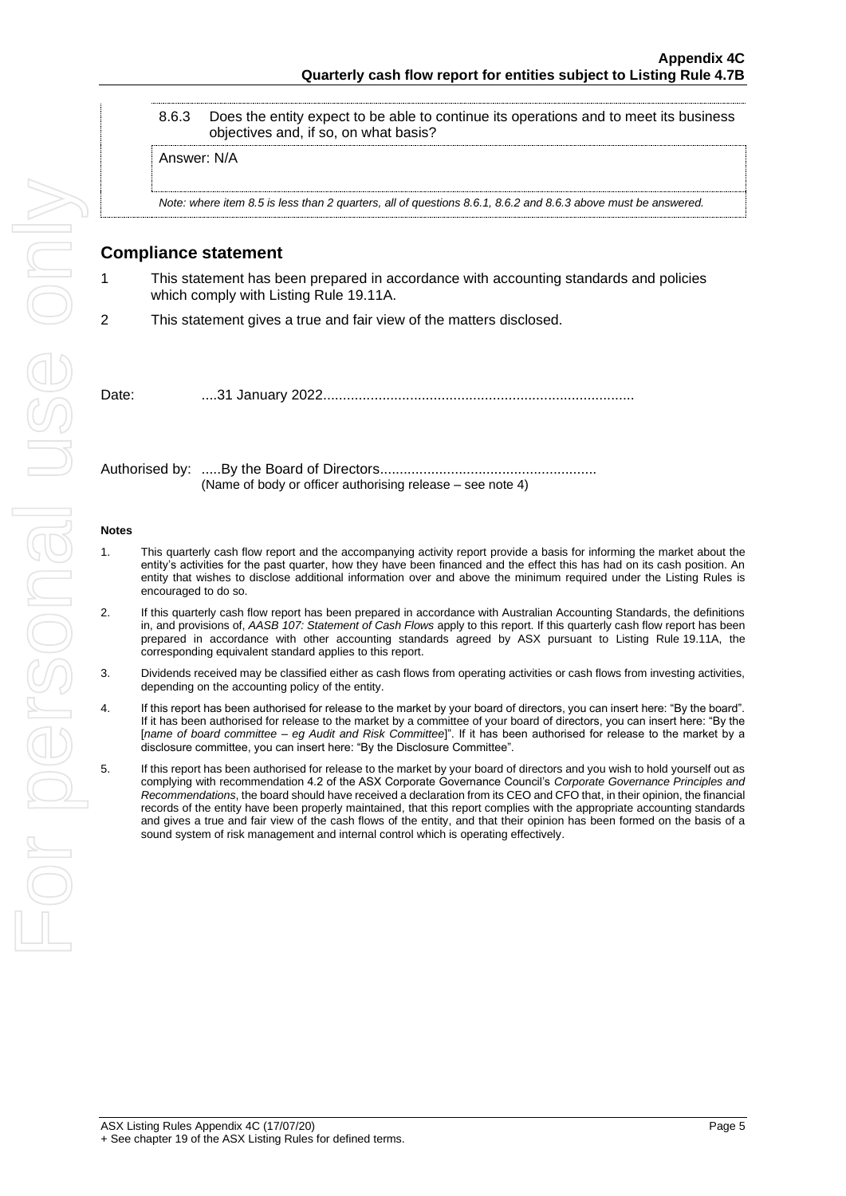8.6.3 Does the entity expect to be able to continue its operations and to meet its business objectives and, if so, on what basis?

Answer: N/A

*Note: where item 8.5 is less than 2 quarters, all of questions 8.6.1, 8.6.2 and 8.6.3 above must be answered.*

## Compliance statement

1. This statement has been prepared in accordance with accounting standards and policies which comply with Listing Rule 19.11A.
2. This statement gives a true and fair view of the matters disclosed.

Date: ....31 January 2022..............................................................................

Authorised by: .....By the Board of Directors......................................................
(Name of body or officer authorising release – see note 4)

#### Notes

1. This quarterly cash flow report and the accompanying activity report provide a basis for informing the market about the entity's activities for the past quarter, how they have been financed and the effect this has had on its cash position. An entity that wishes to disclose additional information over and above the minimum required under the Listing Rules is encouraged to do so.
2. If this quarterly cash flow report has been prepared in accordance with Australian Accounting Standards, the definitions in, and provisions of, *AASB 107: Statement of Cash Flows* apply to this report. If this quarterly cash flow report has been prepared in accordance with other accounting standards agreed by ASX pursuant to Listing Rule 19.11A, the corresponding equivalent standard applies to this report.
3. Dividends received may be classified either as cash flows from operating activities or cash flows from investing activities, depending on the accounting policy of the entity.
4. If this report has been authorised for release to the market by your board of directors, you can insert here: "By the board". If it has been authorised for release to the market by a committee of your board of directors, you can insert here: "By the [*name of board committee – eg Audit and Risk Committee*]". If it has been authorised for release to the market by a disclosure committee, you can insert here: "By the Disclosure Committee".
5. If this report has been authorised for release to the market by your board of directors and you wish to hold yourself out as complying with recommendation 4.2 of the ASX Corporate Governance Council's *Corporate Governance Principles and Recommendations*, the board should have received a declaration from its CEO and CFO that, in their opinion, the financial records of the entity have been properly maintained, that this report complies with the appropriate accounting standards and gives a true and fair view of the cash flows of the entity, and that their opinion has been formed on the basis of a sound system of risk management and internal control which is operating effectively.